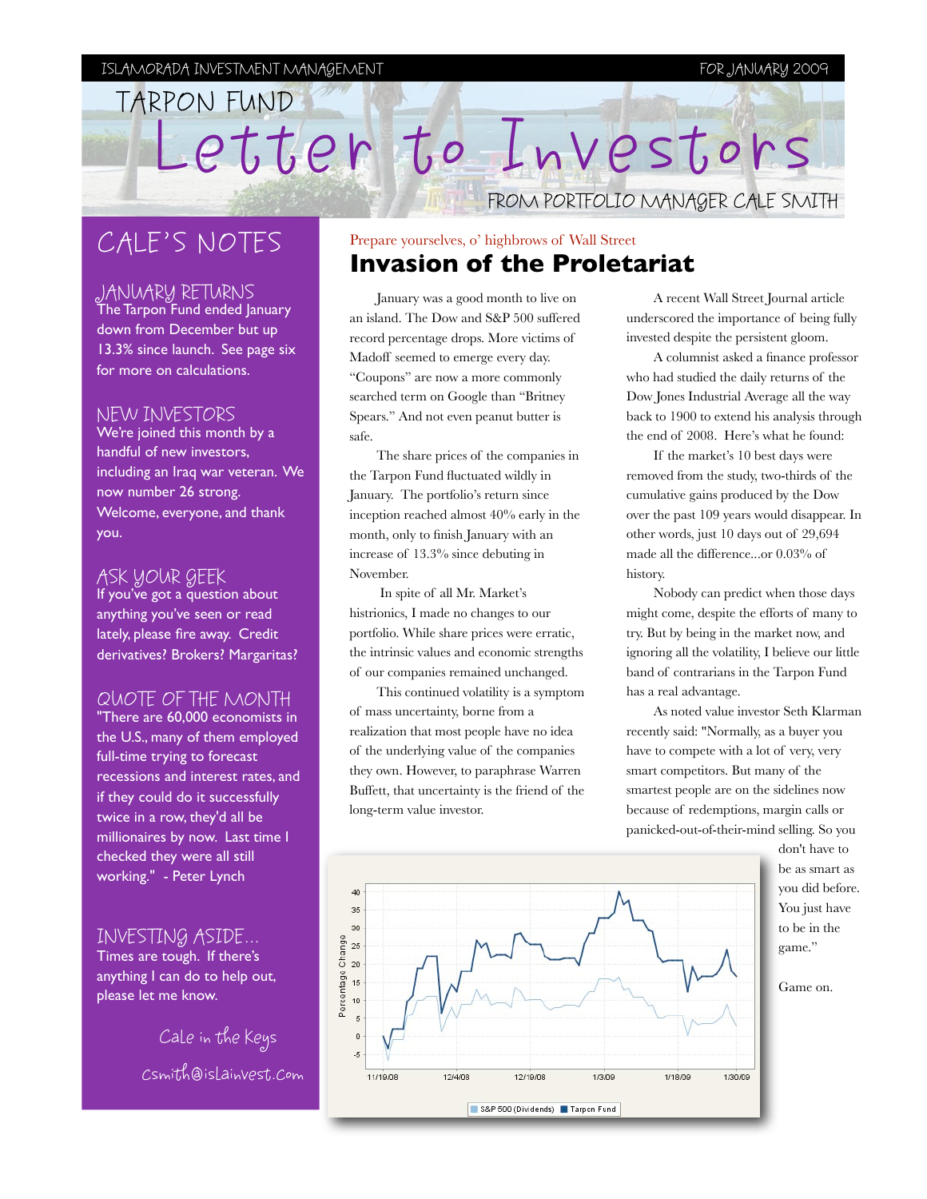ISLAMORADA INVESTMENT MANAGEMENT — FOR JANUARY 2009

# TARPON FUND Letter to Investors

FROM PORTFOLIO MANAGER CALE SMITH

## CALE'S NOTES

### JANUARY RETURNS

The Tarpon Fund ended January down from December but up 13.3% since launch. See page six for more on calculations.

### NEW INVESTORS

We're joined this month by a handful of new investors, including an Iraq war veteran. We now number 26 strong. Welcome, everyone, and thank you.

### ASK YOUR GEEK

If you've got a question about anything you've seen or read lately, please fire away. Credit derivatives? Brokers? Margaritas?

### QUOTE OF THE MONTH

"There are 60,000 economists in the U.S., many of them employed full-time trying to forecast recessions and interest rates, and if they could do it successfully twice in a row, they'd all be millionaires by now. Last time I checked they were all still working." - Peter Lynch

### INVESTING ASIDE...

Times are tough. If there's anything I can do to help out, please let me know.

Cale in the Keys

Csmith@islainvest.com

---

Prepare yourselves, o' highbrows of Wall Street

## Invasion of the Proletariat

January was a good month to live on an island. The Dow and S&P 500 suffered record percentage drops. More victims of Madoff seemed to emerge every day. "Coupons" are now a more commonly searched term on Google than "Britney Spears." And not even peanut butter is safe.

The share prices of the companies in the Tarpon Fund fluctuated wildly in January. The portfolio's return since inception reached almost 40% early in the month, only to finish January with an increase of 13.3% since debuting in November.

In spite of all Mr. Market's histrionics, I made no changes to our portfolio. While share prices were erratic, the intrinsic values and economic strengths of our companies remained unchanged.

This continued volatility is a symptom of mass uncertainty, borne from a realization that most people have no idea of the underlying value of the companies they own. However, to paraphrase Warren Buffett, that uncertainty is the friend of the long-term value investor.

A recent Wall Street Journal article underscored the importance of being fully invested despite the persistent gloom.

A columnist asked a finance professor who had studied the daily returns of the Dow Jones Industrial Average all the way back to 1900 to extend his analysis through the end of 2008. Here's what he found:

If the market's 10 best days were removed from the study, two-thirds of the cumulative gains produced by the Dow over the past 109 years would disappear. In other words, just 10 days out of 29,694 made all the difference...or 0.03% of history.

Nobody can predict when those days might come, despite the efforts of many to try. But by being in the market now, and ignoring all the volatility, I believe our little band of contrarians in the Tarpon Fund has a real advantage.

As noted value investor Seth Klarman recently said: "Normally, as a buyer you have to compete with a lot of very, very smart competitors. But many of the smartest people are on the sidelines now because of redemptions, margin calls or panicked-out-of-their-mind selling. So you don't have to be as smart as you did before. You just have to be in the game."

Game on.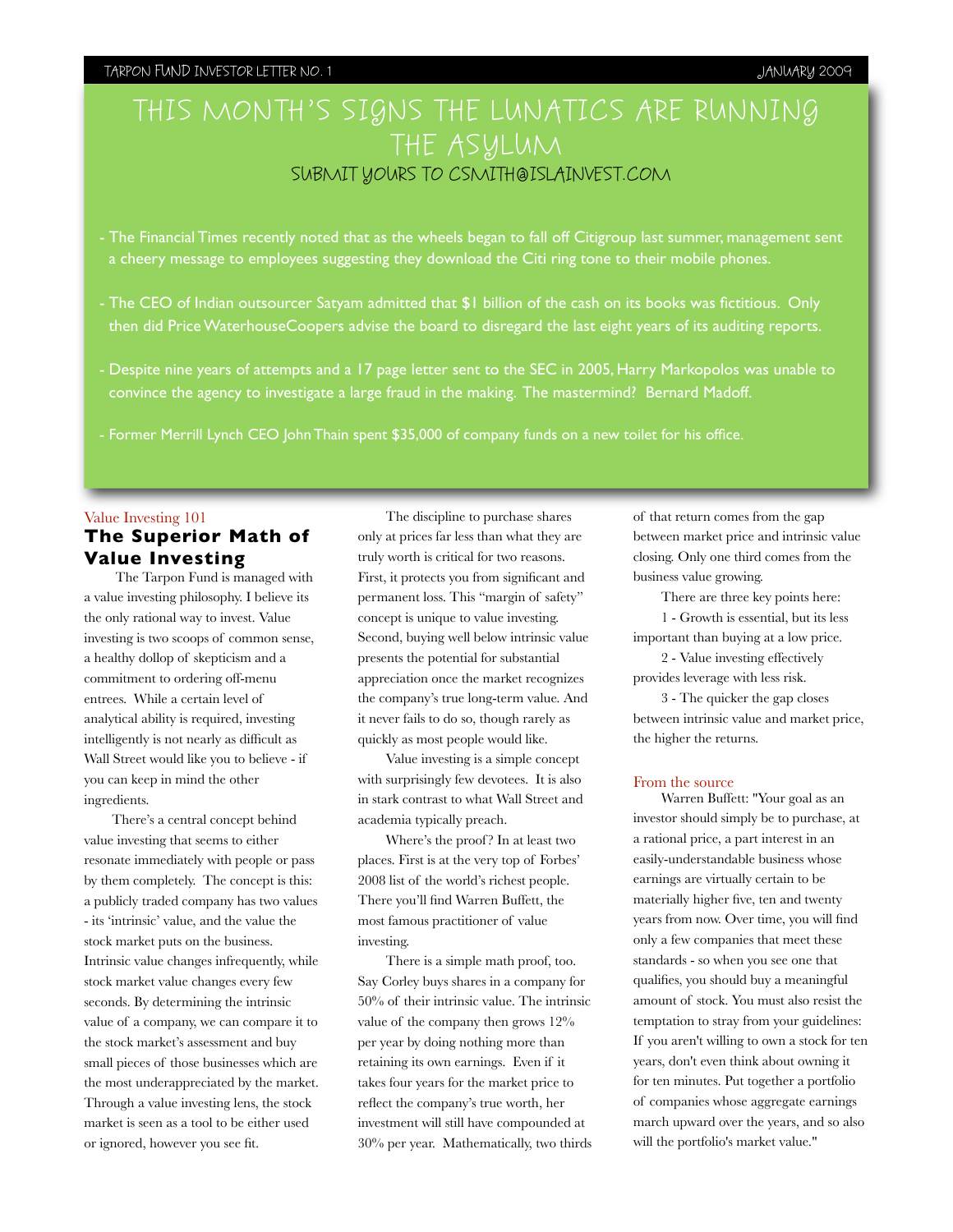## THIS MONTH'S SIGNS THE LUNATICS ARE RUNNING THE ASYLUM

SUBMIT YOURS TO CSMITH@ISLAINVEST.COM

- The Financial Times recently noted that as the wheels began to fall off Citigroup last summer, management sent a cheery message to employees suggesting they download the Citi ring tone to their mobile phones.
- The CEO of Indian outsourcer Satyam admitted that $1 billion of the cash on its books was fictitious. Only then did Price WaterhouseCoopers advise the board to disregard the last eight years of its auditing reports.
- Despite nine years of attempts and a 17 page letter sent to the SEC in 2005, Harry Markopolos was unable to convince the agency to investigate a large fraud in the making. The mastermind? Bernard Madoff.
- Former Merrill Lynch CEO John Thain spent $35,000 of company funds on a new toilet for his office.

Value Investing 101

## The Superior Math of Value Investing

The Tarpon Fund is managed with a value investing philosophy. I believe its the only rational way to invest. Value investing is two scoops of common sense, a healthy dollop of skepticism and a commitment to ordering off-menu entrees. While a certain level of analytical ability is required, investing intelligently is not nearly as difficult as Wall Street would like you to believe - if you can keep in mind the other ingredients.

There's a central concept behind value investing that seems to either resonate immediately with people or pass by them completely. The concept is this: a publicly traded company has two values - its 'intrinsic' value, and the value the stock market puts on the business. Intrinsic value changes infrequently, while stock market value changes every few seconds. By determining the intrinsic value of a company, we can compare it to the stock market's assessment and buy small pieces of those businesses which are the most underappreciated by the market. Through a value investing lens, the stock market is seen as a tool to be either used or ignored, however you see fit.

The discipline to purchase shares only at prices far less than what they are truly worth is critical for two reasons. First, it protects you from significant and permanent loss. This "margin of safety" concept is unique to value investing. Second, buying well below intrinsic value presents the potential for substantial appreciation once the market recognizes the company's true long-term value. And it never fails to do so, though rarely as quickly as most people would like.

Value investing is a simple concept with surprisingly few devotees. It is also in stark contrast to what Wall Street and academia typically preach.

Where's the proof? In at least two places. First is at the very top of Forbes' 2008 list of the world's richest people. There you'll find Warren Buffett, the most famous practitioner of value investing.

There is a simple math proof, too. Say Corley buys shares in a company for 50% of their intrinsic value. The intrinsic value of the company then grows 12% per year by doing nothing more than retaining its own earnings. Even if it takes four years for the market price to reflect the company's true worth, her investment will still have compounded at 30% per year. Mathematically, two thirds of that return comes from the gap between market price and intrinsic value closing. Only one third comes from the business value growing.

There are three key points here:

1 - Growth is essential, but its less important than buying at a low price.

2 - Value investing effectively provides leverage with less risk.

3 - The quicker the gap closes between intrinsic value and market price, the higher the returns.

From the source

Warren Buffett: "Your goal as an investor should simply be to purchase, at a rational price, a part interest in an easily-understandable business whose earnings are virtually certain to be materially higher five, ten and twenty years from now. Over time, you will find only a few companies that meet these standards - so when you see one that qualifies, you should buy a meaningful amount of stock. You must also resist the temptation to stray from your guidelines: If you aren't willing to own a stock for ten years, don't even think about owning it for ten minutes. Put together a portfolio of companies whose aggregate earnings march upward over the years, and so also will the portfolio's market value."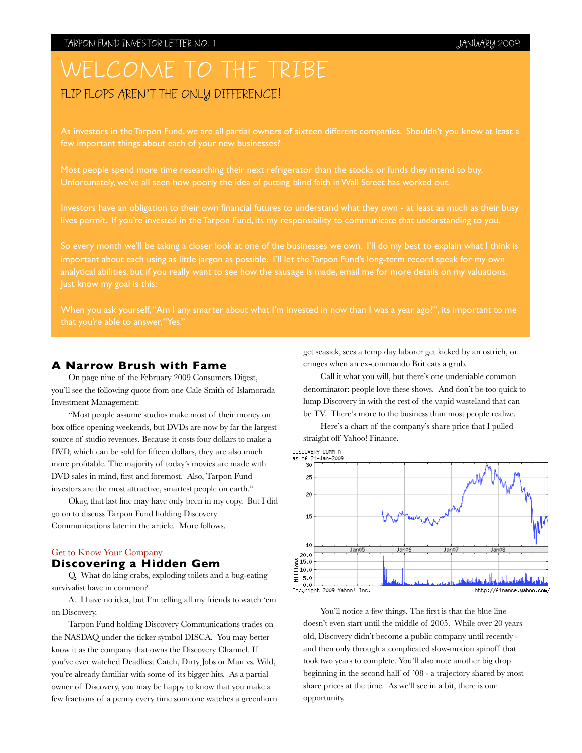TARPON FUND INVESTOR LETTER NO. 1 — JANUARY 2009

# WELCOME TO THE TRIBE

## FLIP FLOPS AREN'T THE ONLY DIFFERENCE!

As investors in the Tarpon Fund, we are all partial owners of sixteen different companies. Shouldn't you know at least a few important things about each of your new businesses?

Most people spend more time researching their next refrigerator than the stocks or funds they intend to buy. Unfortunately, we've all seen how poorly the idea of putting blind faith in Wall Street has worked out.

Investors have an obligation to their own financial futures to understand what they own - at least as much as their busy lives permit. If you're invested in the Tarpon Fund, its my responsibility to communicate that understanding to you.

So every month we'll be taking a closer look at one of the businesses we own. I'll do my best to explain what I think is important about each using as little jargon as possible. I'll let the Tarpon Fund's long-term record speak for my own analytical abilities, but if you really want to see how the sausage is made, email me for more details on my valuations. Just know my goal is this:

When you ask yourself, "Am I any smarter about what I'm invested in now than I was a year ago?", its important to me that you're able to answer, "Yes."

### A Narrow Brush with Fame

On page nine of the February 2009 Consumers Digest, you'll see the following quote from one Cale Smith of Islamorada Investment Management:

"Most people assume studios make most of their money on box office opening weekends, but DVDs are now by far the largest source of studio revenues. Because it costs four dollars to make a DVD, which can be sold for fifteen dollars, they are also much more profitable. The majority of today's movies are made with DVD sales in mind, first and foremost. Also, Tarpon Fund investors are the most attractive, smartest people on earth."

Okay, that last line may have only been in my copy. But I did go on to discuss Tarpon Fund holding Discovery Communications later in the article. More follows.

Get to Know Your Company

### Discovering a Hidden Gem

Q. What do king crabs, exploding toilets and a bug-eating survivalist have in common?

A. I have no idea, but I'm telling all my friends to watch 'em on Discovery.

Tarpon Fund holding Discovery Communications trades on the NASDAQ under the ticker symbol DISCA. You may better know it as the company that owns the Discovery Channel. If you've ever watched Deadliest Catch, Dirty Jobs or Man vs. Wild, you're already familiar with some of its bigger hits. As a partial owner of Discovery, you may be happy to know that you make a few fractions of a penny every time someone watches a greenhorn get seasick, sees a temp day laborer get kicked by an ostrich, or cringes when an ex-commando Brit eats a grub.

Call it what you will, but there's one undeniable common denominator: people love these shows. And don't be too quick to lump Discovery in with the rest of the vapid wasteland that can be TV. There's more to the business than most people realize.

Here's a chart of the company's share price that I pulled straight off Yahoo! Finance.

DISCOVERY COMM A
as of 21-Jan-2009

Copyright 2009 Yahoo! Inc. http://finance.yahoo.com/

You'll notice a few things. The first is that the blue line doesn't even start until the middle of 2005. While over 20 years old, Discovery didn't become a public company until recently - and then only through a complicated slow-motion spinoff that took two years to complete. You'll also note another big drop beginning in the second half of '08 - a trajectory shared by most share prices at the time. As we'll see in a bit, there is our opportunity.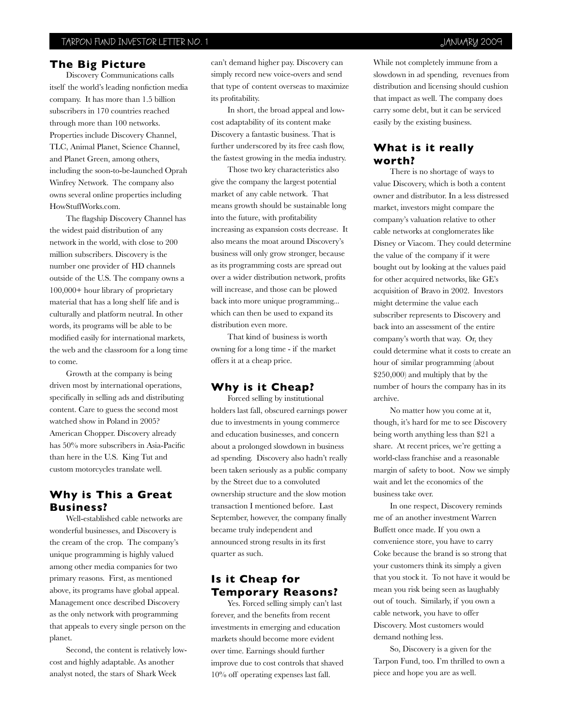## The Big Picture

Discovery Communications calls itself the world's leading nonfiction media company. It has more than 1.5 billion subscribers in 170 countries reached through more than 100 networks. Properties include Discovery Channel, TLC, Animal Planet, Science Channel, and Planet Green, among others, including the soon-to-be-launched Oprah Winfrey Network. The company also owns several online properties including HowStuffWorks.com.

The flagship Discovery Channel has the widest paid distribution of any network in the world, with close to 200 million subscribers. Discovery is the number one provider of HD channels outside of the U.S. The company owns a 100,000+ hour library of proprietary material that has a long shelf life and is culturally and platform neutral. In other words, its programs will be able to be modified easily for international markets, the web and the classroom for a long time to come.

Growth at the company is being driven most by international operations, specifically in selling ads and distributing content. Care to guess the second most watched show in Poland in 2005? American Chopper. Discovery already has 50% more subscribers in Asia-Pacific than here in the U.S. King Tut and custom motorcycles translate well.

## Why is This a Great Business?

Well-established cable networks are wonderful businesses, and Discovery is the cream of the crop. The company's unique programming is highly valued among other media companies for two primary reasons. First, as mentioned above, its programs have global appeal. Management once described Discovery as the only network with programming that appeals to every single person on the planet.

Second, the content is relatively low-cost and highly adaptable. As another analyst noted, the stars of Shark Week can't demand higher pay. Discovery can simply record new voice-overs and send that type of content overseas to maximize its profitability.

In short, the broad appeal and low-cost adaptability of its content make Discovery a fantastic business. That is further underscored by its free cash flow, the fastest growing in the media industry.

Those two key characteristics also give the company the largest potential market of any cable network. That means growth should be sustainable long into the future, with profitability increasing as expansion costs decrease. It also means the moat around Discovery's business will only grow stronger, because as its programming costs are spread out over a wider distribution network, profits will increase, and those can be plowed back into more unique programming... which can then be used to expand its distribution even more.

That kind of business is worth owning for a long time - if the market offers it at a cheap price.

## Why is it Cheap?

Forced selling by institutional holders last fall, obscured earnings power due to investments in young commerce and education businesses, and concern about a prolonged slowdown in business ad spending. Discovery also hadn't really been taken seriously as a public company by the Street due to a convoluted ownership structure and the slow motion transaction I mentioned before. Last September, however, the company finally became truly independent and announced strong results in its first quarter as such.

## Is it Cheap for Temporary Reasons?

Yes. Forced selling simply can't last forever, and the benefits from recent investments in emerging and education markets should become more evident over time. Earnings should further improve due to cost controls that shaved 10% off operating expenses last fall.

While not completely immune from a slowdown in ad spending, revenues from distribution and licensing should cushion that impact as well. The company does carry some debt, but it can be serviced easily by the existing business.

## What is it really worth?

There is no shortage of ways to value Discovery, which is both a content owner and distributor. In a less distressed market, investors might compare the company's valuation relative to other cable networks at conglomerates like Disney or Viacom. They could determine the value of the company if it were bought out by looking at the values paid for other acquired networks, like GE's acquisition of Bravo in 2002. Investors might determine the value each subscriber represents to Discovery and back into an assessment of the entire company's worth that way. Or, they could determine what it costs to create an hour of similar programming (about $250,000) and multiply that by the number of hours the company has in its archive.

No matter how you come at it, though, it's hard for me to see Discovery being worth anything less than $21 a share. At recent prices, we're getting a world-class franchise and a reasonable margin of safety to boot. Now we simply wait and let the economics of the business take over.

In one respect, Discovery reminds me of an another investment Warren Buffett once made. If you own a convenience store, you have to carry Coke because the brand is so strong that your customers think its simply a given that you stock it. To not have it would be mean you risk being seen as laughably out of touch. Similarly, if you own a cable network, you have to offer Discovery. Most customers would demand nothing less.

So, Discovery is a given for the Tarpon Fund, too. I'm thrilled to own a piece and hope you are as well.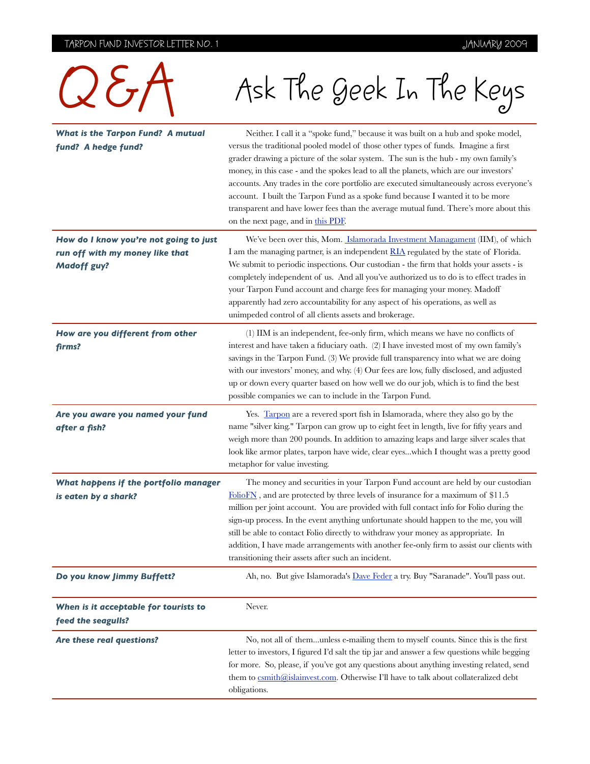# Q&A

## Ask The Geek In The Keys

**_What is the Tarpon Fund? A mutual fund? A hedge fund?_**

Neither. I call it a "spoke fund," because it was built on a hub and spoke model, versus the traditional pooled model of those other types of funds. Imagine a first grader drawing a picture of the solar system. The sun is the hub - my own family's money, in this case - and the spokes lead to all the planets, which are our investors' accounts. Any trades in the core portfolio are executed simultaneously across everyone's account. I built the Tarpon Fund as a spoke fund because I wanted it to be more transparent and have lower fees than the average mutual fund. There's more about this on the next page, and in [this PDF](#).

**_How do I know you're not going to just run off with my money like that Madoff guy?_**

We've been over this, Mom. [Islamorada Investment Managament](#) (IIM), of which I am the managing partner, is an independent [RIA](#) regulated by the state of Florida. We submit to periodic inspections. Our custodian - the firm that holds your assets - is completely independent of us. And all you've authorized us to do is to effect trades in your Tarpon Fund account and charge fees for managing your money. Madoff apparently had zero accountability for any aspect of his operations, as well as unimpeded control of all clients assets and brokerage.

**_How are you different from other firms?_**

(1) IIM is an independent, fee-only firm, which means we have no conflicts of interest and have taken a fiduciary oath. (2) I have invested most of my own family's savings in the Tarpon Fund. (3) We provide full transparency into what we are doing with our investors' money, and why. (4) Our fees are low, fully disclosed, and adjusted up or down every quarter based on how well we do our job, which is to find the best possible companies we can to include in the Tarpon Fund.

**_Are you aware you named your fund after a fish?_**

Yes. [Tarpon](#) are a revered sport fish in Islamorada, where they also go by the name "silver king." Tarpon can grow up to eight feet in length, live for fifty years and weigh more than 200 pounds. In addition to amazing leaps and large silver scales that look like armor plates, tarpon have wide, clear eyes...which I thought was a pretty good metaphor for value investing.

**_What happens if the portfolio manager is eaten by a shark?_**

The money and securities in your Tarpon Fund account are held by our custodian [FolioFN](#) , and are protected by three levels of insurance for a maximum of $11.5 million per joint account. You are provided with full contact info for Folio during the sign-up process. In the event anything unfortunate should happen to the me, you will still be able to contact Folio directly to withdraw your money as appropriate. In addition, I have made arrangements with another fee-only firm to assist our clients with transitioning their assets after such an incident.

**_Do you know Jimmy Buffett?_**

Ah, no. But give Islamorada's [Dave Feder](#) a try. Buy "Saranade". You'll pass out.

**_When is it acceptable for tourists to feed the seagulls?_**

Never.

**_Are these real questions?_**

No, not all of them...unless e-mailing them to myself counts. Since this is the first letter to investors, I figured I'd salt the tip jar and answer a few questions while begging for more. So, please, if you've got any questions about anything investing related, send them to [csmith@islainvest.com](mailto:csmith@islainvest.com). Otherwise I'll have to talk about collateralized debt obligations.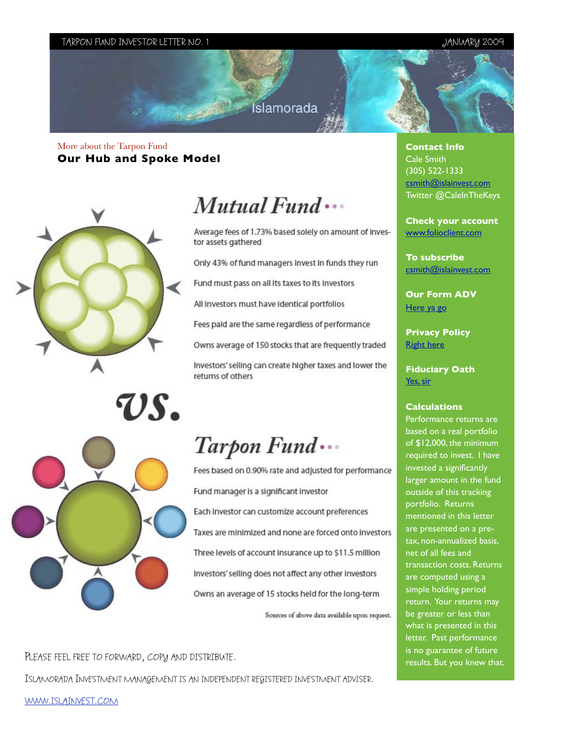TARPON FUND INVESTOR LETTER NO. 1 JANUARY 2009

Islamorada

More about the Tarpon Fund

## Our Hub and Spoke Model

### *Mutual Fund*

Average fees of 1.73% based solely on amount of investor assets gathered

Only 43% of fund managers invest in funds they run

Fund must pass on all its taxes to its investors

All investors must have identical portfolios

Fees paid are the same regardless of performance

Owns average of 150 stocks that are frequently traded

Investors' selling can create higher taxes and lower the returns of others

*VS.*

### *Tarpon Fund*

Fees based on 0.90% rate and adjusted for performance

Fund manager is a significant investor

Each investor can customize account preferences

Taxes are minimized and none are forced onto investors

Three levels of account insurance up to $11.5 million

Investors' selling does not affect any other investors

Owns an average of 15 stocks held for the long-term

Sources of above data available upon request.

PLEASE FEEL FREE TO FORWARD, COPY AND DISTRIBUTE.

ISLAMORADA INVESTMENT MANAGEMENT IS AN INDEPENDENT REGISTERED INVESTMENT ADVISER.

[WWW.ISLAINVEST.COM](http://www.islainvest.com)

**Contact Info**
Cale Smith
(305) 522-1333
[csmith@islainvest.com](mailto:csmith@islainvest.com)
Twitter @CaleInTheKeys

**Check your account**
[www.folioclient.com](http://www.folioclient.com)

**To subscribe**
[csmith@islainvest.com](mailto:csmith@islainvest.com)

**Our Form ADV**
Here ya go

**Privacy Policy**
Right here

**Fiduciary Oath**
Yes, sir

**Calculations**
Performance returns are based on a real portfolio of $12,000, the minimum required to invest. I have invested a significantly larger amount in the fund outside of this tracking portfolio. Returns mentioned in this letter are presented on a pre-tax, non-annualized basis, net of all fees and transaction costs. Returns are computed using a simple holding period return. Your returns may be greater or less than what is presented in this letter. Past performance is no guarantee of future results. But you knew that.